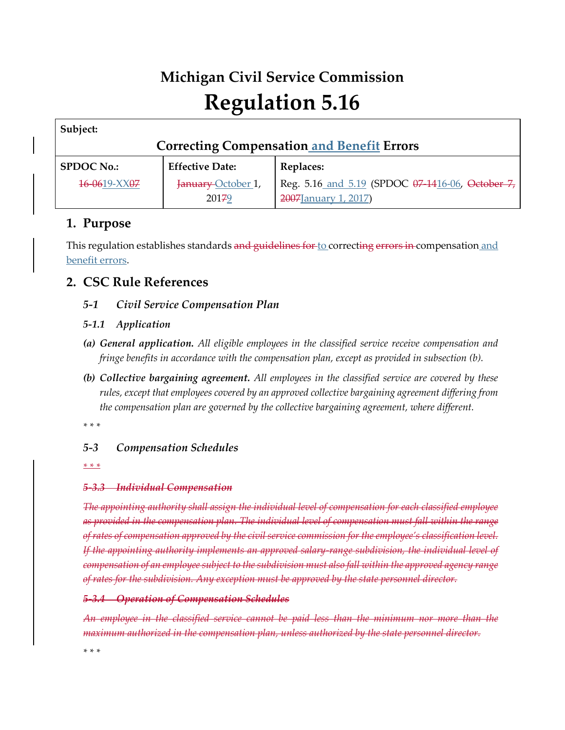# Michigan Civil Service Commission

# Regulation 5.16

| **Subject:** | | |
|---|---|---|
| **Correcting Compensation<u> and Benefit</u> Errors** | | |
| **SPDOC No.:** | **Effective Date:** | **Replaces:** |
| ~~16-06~~<u>19-XX</u>~~07~~ | ~~January~~ <u>October</u> 1, 201~~7~~<u>9</u> | Reg. 5.16<u> and 5.19</u> (SPDOC ~~07-14~~<u>16-06</u>, ~~October 7, 2007~~<u>January 1, 2017</u>) |

## 1. Purpose

This regulation establishes standards ~~and guidelines for~~ <u>to</u> correct~~ing~~ ~~errors in~~ compensation<u> and benefit errors</u>.

## 2. CSC Rule References

### *5-1 Civil Service Compensation Plan*

#### *5-1.1 Application*

*(a)* ***General application.*** *All eligible employees in the classified service receive compensation and fringe benefits in accordance with the compensation plan, except as provided in subsection (b).*

*(b)* ***Collective bargaining agreement.*** *All employees in the classified service are covered by these rules, except that employees covered by an approved collective bargaining agreement differing from the compensation plan are governed by the collective bargaining agreement, where different.*

\* \* \*

### *5-3 Compensation Schedules*

~~\* \* \*~~

#### ~~*5-3.3 Individual Compensation*~~

~~*The appointing authority shall assign the individual level of compensation for each classified employee as provided in the compensation plan. The individual level of compensation must fall within the range of rates of compensation approved by the civil service commission for the employee's classification level. If the appointing authority implements an approved salary-range subdivision, the individual level of compensation of an employee subject to the subdivision must also fall within the approved agency range of rates for the subdivision. Any exception must be approved by the state personnel director.*~~

#### ~~*5-3.4 Operation of Compensation Schedules*~~

~~*An employee in the classified service cannot be paid less than the minimum nor more than the maximum authorized in the compensation plan, unless authorized by the state personnel director.*~~

\* \* \*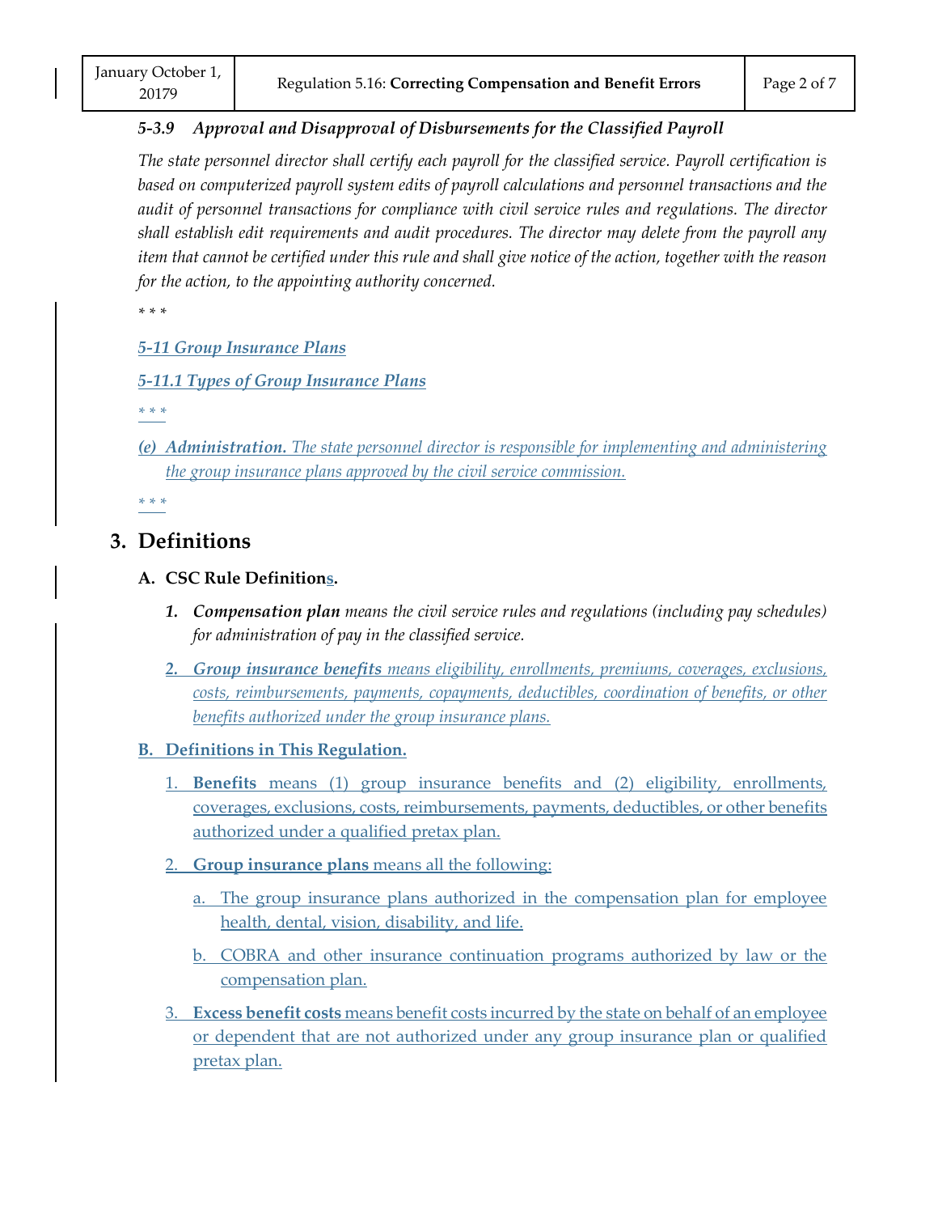***5-3.9 Approval and Disapproval of Disbursements for the Classified Payroll***

*The state personnel director shall certify each payroll for the classified service. Payroll certification is based on computerized payroll system edits of payroll calculations and personnel transactions and the audit of personnel transactions for compliance with civil service rules and regulations. The director shall establish edit requirements and audit procedures. The director may delete from the payroll any item that cannot be certified under this rule and shall give notice of the action, together with the reason for the action, to the appointing authority concerned.*

\* \* \*

***5-11 Group Insurance Plans***

***5-11.1 Types of Group Insurance Plans***

*\* \* \**

*(e)* ***Administration.*** *The state personnel director is responsible for implementing and administering the group insurance plans approved by the civil service commission.*

*\* \* \**

## 3. Definitions

### A. CSC Rule Definitions.

1. ***Compensation plan*** *means the civil service rules and regulations (including pay schedules) for administration of pay in the classified service.*

2. ***Group insurance benefits*** *means eligibility, enrollments, premiums, coverages, exclusions, costs, reimbursements, payments, copayments, deductibles, coordination of benefits, or other benefits authorized under the group insurance plans.*

### B. Definitions in This Regulation.

1. **Benefits** means (1) group insurance benefits and (2) eligibility, enrollments, coverages, exclusions, costs, reimbursements, payments, deductibles, or other benefits authorized under a qualified pretax plan.

2. **Group insurance plans** means all the following:

   a. The group insurance plans authorized in the compensation plan for employee health, dental, vision, disability, and life.

   b. COBRA and other insurance continuation programs authorized by law or the compensation plan.

3. **Excess benefit costs** means benefit costs incurred by the state on behalf of an employee or dependent that are not authorized under any group insurance plan or qualified pretax plan.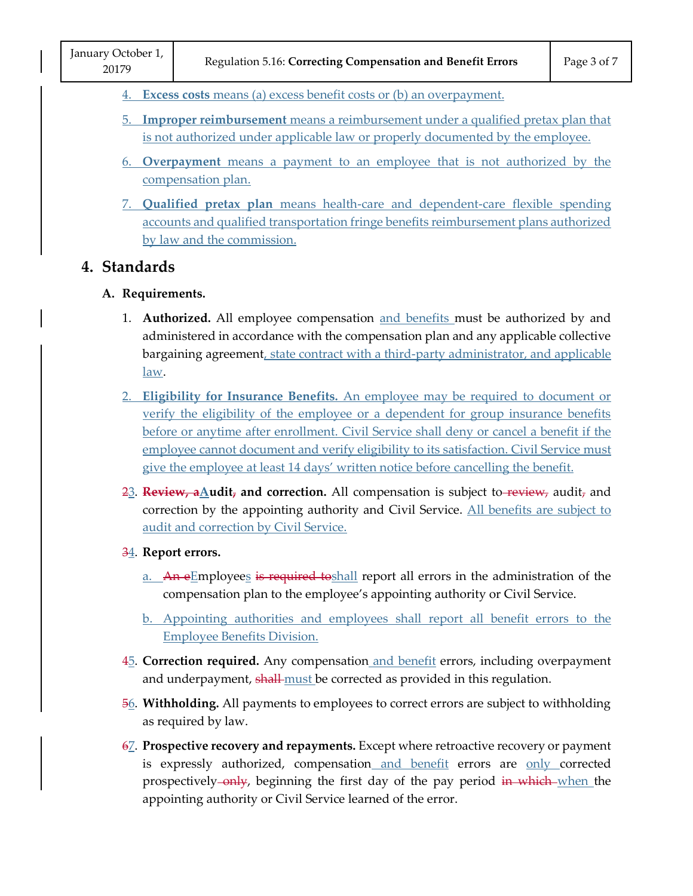4. **Excess costs** means (a) excess benefit costs or (b) an overpayment.

5. **Improper reimbursement** means a reimbursement under a qualified pretax plan that is not authorized under applicable law or properly documented by the employee.

6. **Overpayment** means a payment to an employee that is not authorized by the compensation plan.

7. **Qualified pretax plan** means health-care and dependent-care flexible spending accounts and qualified transportation fringe benefits reimbursement plans authorized by law and the commission.

## 4. Standards

### A. Requirements.

1. **Authorized.** All employee compensation and benefits must be authorized by and administered in accordance with the compensation plan and any applicable collective bargaining agreement, state contract with a third-party administrator, and applicable law.

2. **Eligibility for Insurance Benefits.** An employee may be required to document or verify the eligibility of the employee or a dependent for group insurance benefits before or anytime after enrollment. Civil Service shall deny or cancel a benefit if the employee cannot document and verify eligibility to its satisfaction. Civil Service must give the employee at least 14 days' written notice before cancelling the benefit.

~~2~~3. **~~Review, a~~Audit~~,~~ and correction.** All compensation is subject to ~~review,~~ audit~~,~~ and correction by the appointing authority and Civil Service. All benefits are subject to audit and correction by Civil Service.

~~3~~4. **Report errors.**

   a. ~~An e~~Employees ~~is required to~~shall report all errors in the administration of the compensation plan to the employee's appointing authority or Civil Service.

   b. Appointing authorities and employees shall report all benefit errors to the Employee Benefits Division.

~~4~~5. **Correction required.** Any compensation and benefit errors, including overpayment and underpayment, ~~shall~~ must be corrected as provided in this regulation.

~~5~~6. **Withholding.** All payments to employees to correct errors are subject to withholding as required by law.

~~6~~7. **Prospective recovery and repayments.** Except where retroactive recovery or payment is expressly authorized, compensation and benefit errors are only corrected prospectively ~~only~~, beginning the first day of the pay period ~~in which~~ when the appointing authority or Civil Service learned of the error.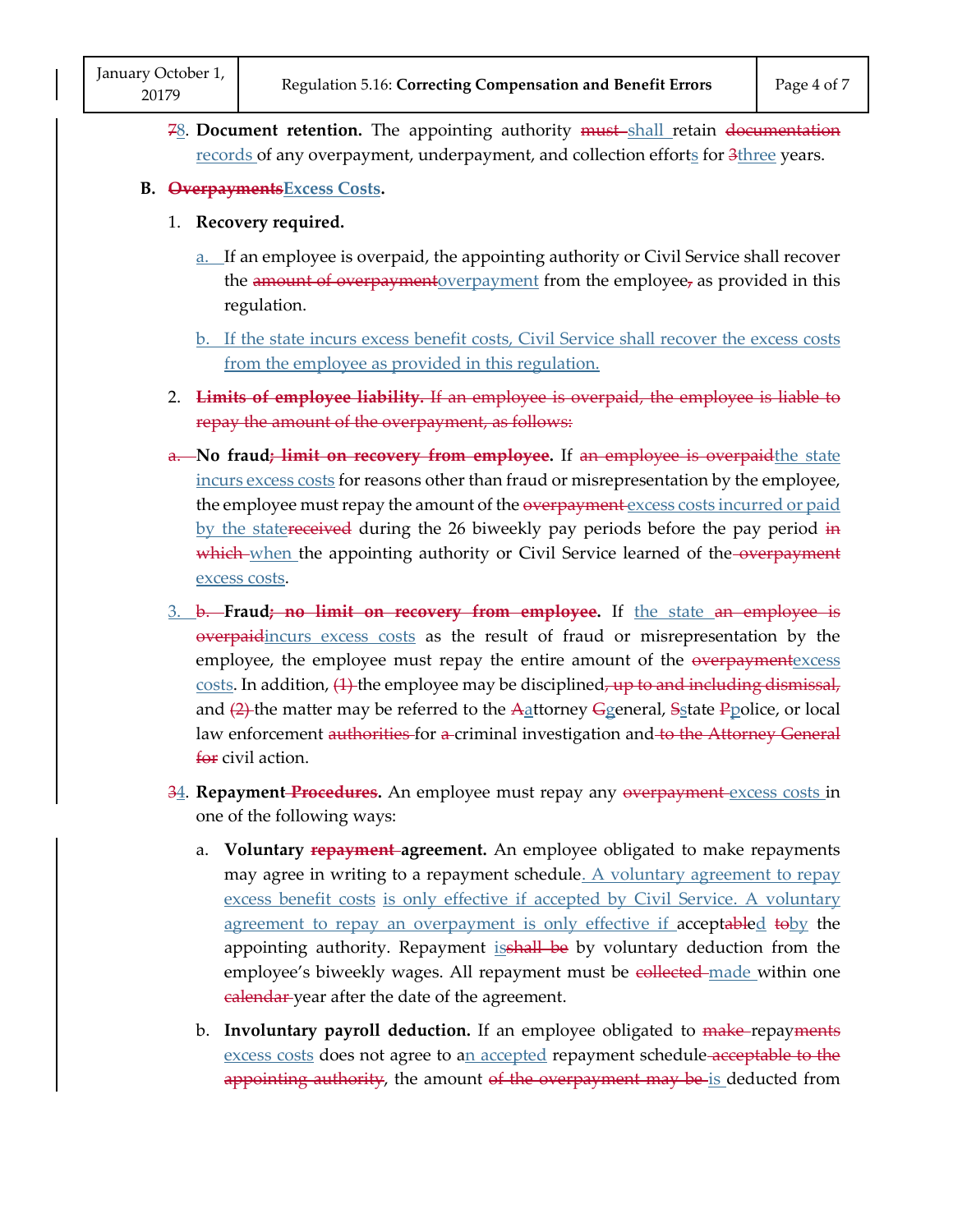~~7~~<u>8</u>. **Document retention.** The appointing authority ~~must~~ <u>shall</u> retain ~~documentation~~ <u>records</u> of any overpayment, underpayment, and collection effort<u>s</u> for ~~3~~<u>three</u> years.

**B. ~~Overpayments~~<u>Excess Costs</u>.**

1. **Recovery required.**

   <u>a.</u> If an employee is overpaid, the appointing authority or Civil Service shall recover the ~~amount of overpayment~~<u>overpayment</u> from the employee~~,~~ as provided in this regulation.

   <u>b. If the state incurs excess benefit costs, Civil Service shall recover the excess costs from the employee as provided in this regulation.</u>

2. ~~**Limits of employee liability.** If an employee is overpaid, the employee is liable to repay the amount of the overpayment, as follows:~~

~~a.~~ **No fraud~~; limit on recovery from employee~~.** If ~~an employee is overpaid~~<u>the state incurs excess costs</u> for reasons other than fraud or misrepresentation by the employee, the employee must repay the amount of the ~~overpayment~~ <u>excess costs incurred or paid by the state</u>~~received~~ during the 26 biweekly pay periods before the pay period ~~in which~~ <u>when</u> the appointing authority or Civil Service learned of the ~~overpayment~~ <u>excess costs</u>.

<u>3.</u> ~~b.~~ **Fraud~~; no limit on recovery from employee~~.** If <u>the state</u> ~~an employee is overpaid~~<u>incurs excess costs</u> as the result of fraud or misrepresentation by the employee, the employee must repay the entire amount of the ~~overpayment~~<u>excess costs</u>. In addition, ~~(1)~~ the employee may be disciplined~~, up to and including dismissal,~~ and ~~(2)~~ the matter may be referred to the ~~A~~<u>a</u>ttorney ~~G~~<u>g</u>eneral, ~~S~~<u>s</u>tate ~~P~~<u>p</u>olice, or local law enforcement ~~authorities~~ for ~~a~~ criminal investigation and ~~to the Attorney General for~~ civil action.

~~3~~<u>4</u>. **Repayment ~~Procedures~~.** An employee must repay any ~~overpayment~~ <u>excess costs</u> in one of the following ways:

   a. **Voluntary ~~repayment~~ agreement.** An employee obligated to make repayments may agree in writing to a repayment schedule<u>. A voluntary agreement to repay excess benefit costs is only effective if accepted by Civil Service. A voluntary agreement to repay an overpayment is only effective if</u> accept~~able~~<u>d</u> ~~to~~<u>by</u> the appointing authority. Repayment <u>is</u>~~shall be~~ by voluntary deduction from the employee's biweekly wages. All repayment must be ~~collected~~ <u>made</u> within one ~~calendar~~ year after the date of the agreement.

   b. **Involuntary payroll deduction.** If an employee obligated to ~~make~~ repay~~ments~~ <u>excess costs</u> does not agree to a<u>n accepted</u> repayment schedule ~~acceptable to the appointing authority~~, the amount ~~of the overpayment may be~~ <u>is</u> deducted from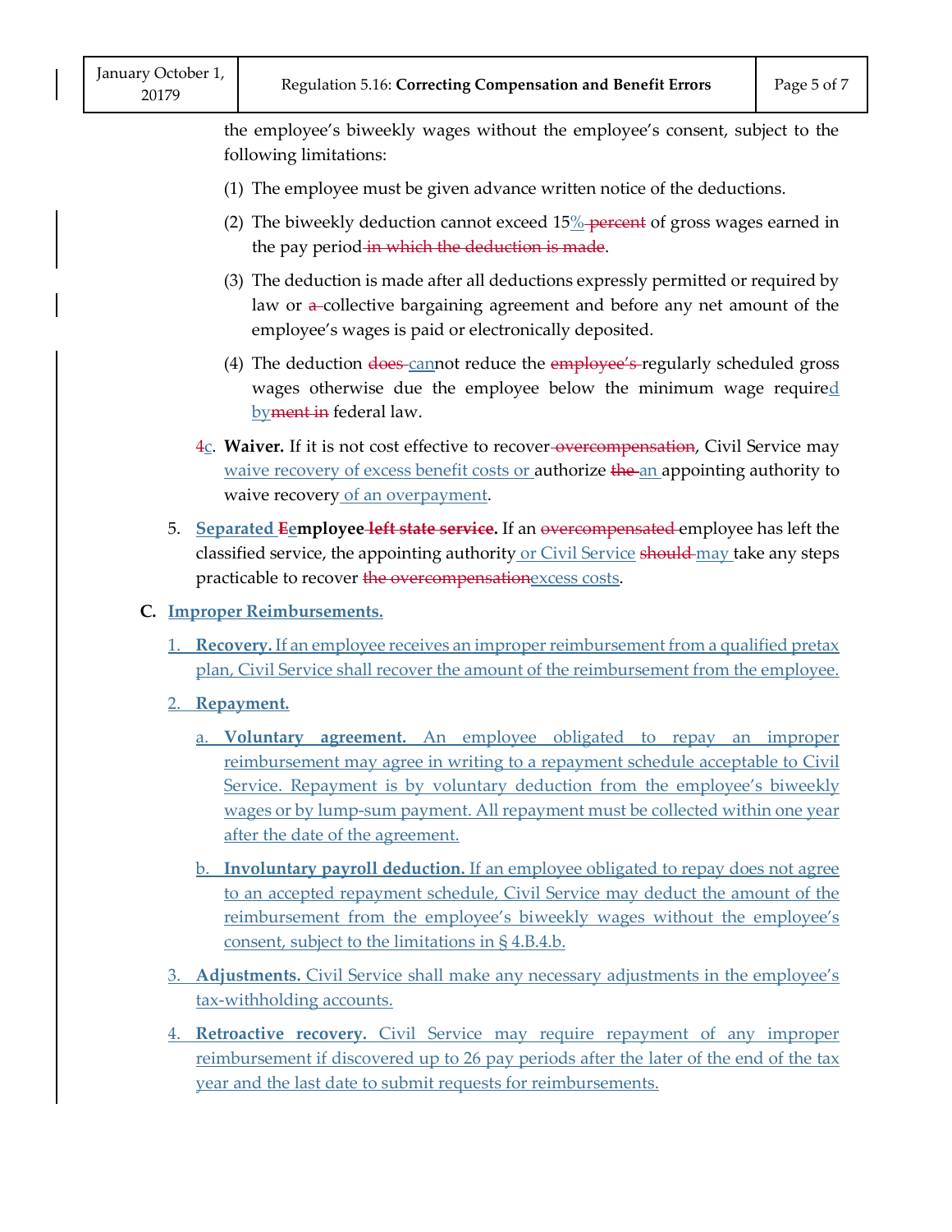the employee's biweekly wages without the employee's consent, subject to the following limitations:

(1) The employee must be given advance written notice of the deductions.

(2) The biweekly deduction cannot exceed 15% ~~percent~~ of gross wages earned in the pay period ~~in which the deduction is made~~.

(3) The deduction is made after all deductions expressly permitted or required by law or ~~a~~ collective bargaining agreement and before any net amount of the employee's wages is paid or electronically deposited.

(4) The deduction ~~does~~ cannot reduce the ~~employee's~~ regularly scheduled gross wages otherwise due the employee below the minimum wage required by~~ment in~~ federal law.

~~4~~c. **Waiver.** If it is not cost effective to recover ~~overcompensation~~, Civil Service may waive recovery of excess benefit costs or authorize ~~the~~ an appointing authority to waive recovery of an overpayment.

5. **Separated ~~E~~employee ~~left state service~~.** If an ~~overcompensated~~ employee has left the classified service, the appointing authority or Civil Service ~~should~~ may take any steps practicable to recover ~~the overcompensation~~excess costs.

**C. Improper Reimbursements.**

1. **Recovery.** If an employee receives an improper reimbursement from a qualified pretax plan, Civil Service shall recover the amount of the reimbursement from the employee.

2. **Repayment.**

   a. **Voluntary agreement.** An employee obligated to repay an improper reimbursement may agree in writing to a repayment schedule acceptable to Civil Service. Repayment is by voluntary deduction from the employee's biweekly wages or by lump-sum payment. All repayment must be collected within one year after the date of the agreement.

   b. **Involuntary payroll deduction.** If an employee obligated to repay does not agree to an accepted repayment schedule, Civil Service may deduct the amount of the reimbursement from the employee's biweekly wages without the employee's consent, subject to the limitations in § 4.B.4.b.

3. **Adjustments.** Civil Service shall make any necessary adjustments in the employee's tax-withholding accounts.

4. **Retroactive recovery.** Civil Service may require repayment of any improper reimbursement if discovered up to 26 pay periods after the later of the end of the tax year and the last date to submit requests for reimbursements.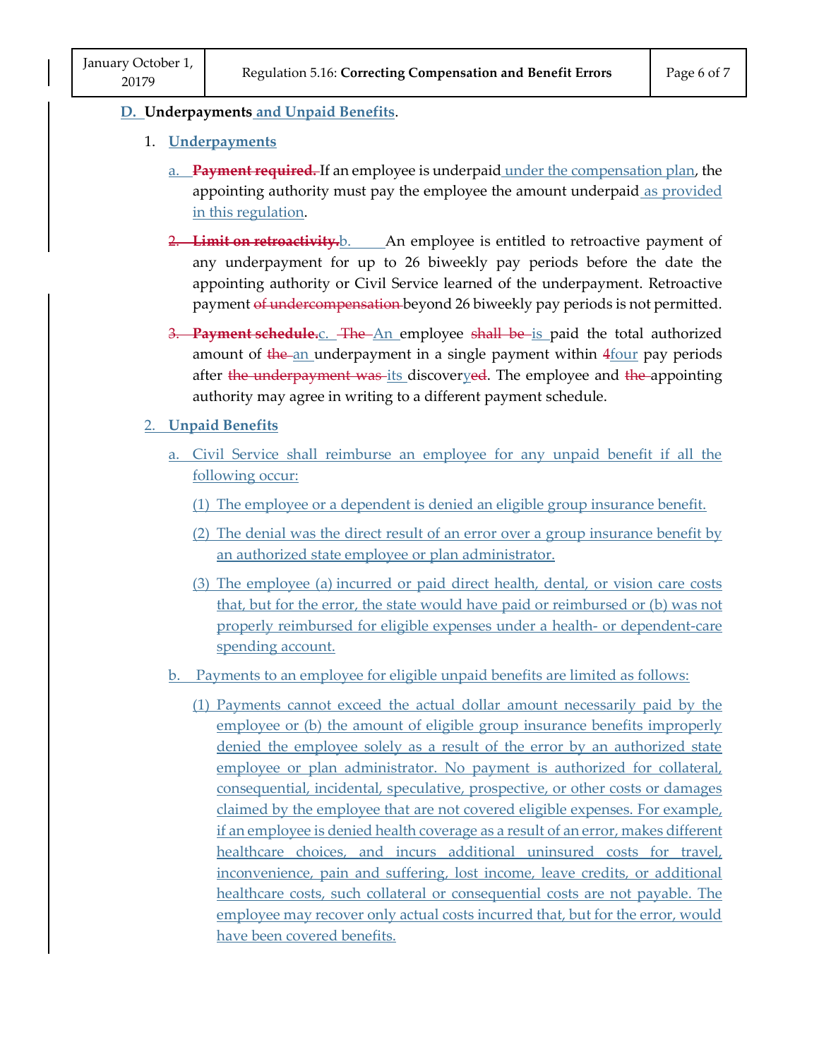**D. Underpayments and Unpaid Benefits.**

1. **Underpayments**

   a. ~~**Payment required.**~~ If an employee is underpaid under the compensation plan, the appointing authority must pay the employee the amount underpaid as provided in this regulation.

   ~~2. **Limit on retroactivity.**~~ b. An employee is entitled to retroactive payment of any underpayment for up to 26 biweekly pay periods before the date the appointing authority or Civil Service learned of the underpayment. Retroactive payment ~~of undercompensation~~ beyond 26 biweekly pay periods is not permitted.

   ~~3. **Payment schedule.**~~ c. ~~The~~ An employee ~~shall be~~ is paid the total authorized amount of ~~the~~ an underpayment in a single payment within ~~4~~four pay periods after ~~the underpayment was~~ its discoveryed. The employee and ~~the~~ appointing authority may agree in writing to a different payment schedule.

2. **Unpaid Benefits**

   a. Civil Service shall reimburse an employee for any unpaid benefit if all the following occur:

      (1) The employee or a dependent is denied an eligible group insurance benefit.

      (2) The denial was the direct result of an error over a group insurance benefit by an authorized state employee or plan administrator.

      (3) The employee (a) incurred or paid direct health, dental, or vision care costs that, but for the error, the state would have paid or reimbursed or (b) was not properly reimbursed for eligible expenses under a health- or dependent-care spending account.

   b. Payments to an employee for eligible unpaid benefits are limited as follows:

      (1) Payments cannot exceed the actual dollar amount necessarily paid by the employee or (b) the amount of eligible group insurance benefits improperly denied the employee solely as a result of the error by an authorized state employee or plan administrator. No payment is authorized for collateral, consequential, incidental, speculative, prospective, or other costs or damages claimed by the employee that are not covered eligible expenses. For example, if an employee is denied health coverage as a result of an error, makes different healthcare choices, and incurs additional uninsured costs for travel, inconvenience, pain and suffering, lost income, leave credits, or additional healthcare costs, such collateral or consequential costs are not payable. The employee may recover only actual costs incurred that, but for the error, would have been covered benefits.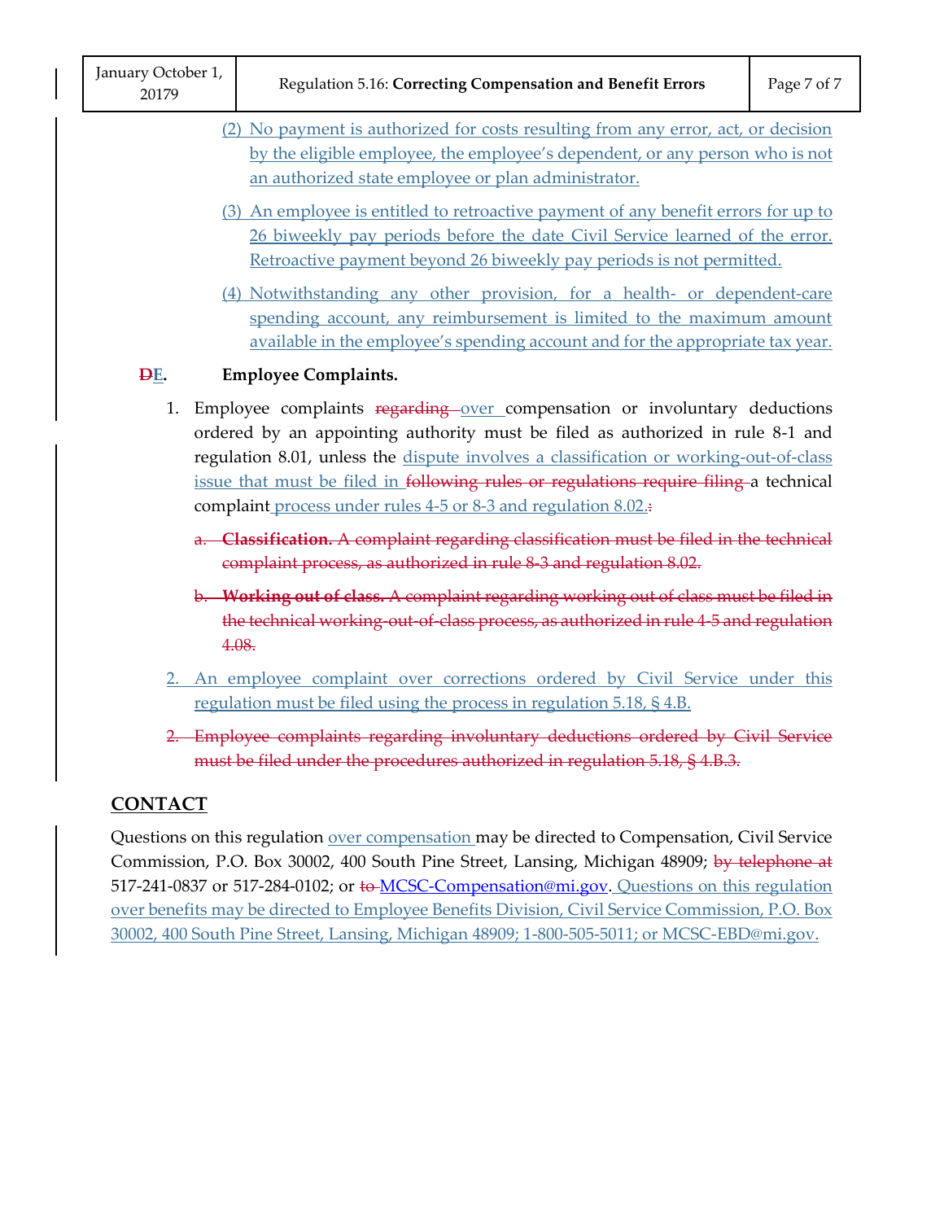(2) No payment is authorized for costs resulting from any error, act, or decision by the eligible employee, the employee's dependent, or any person who is not an authorized state employee or plan administrator.

(3) An employee is entitled to retroactive payment of any benefit errors for up to 26 biweekly pay periods before the date Civil Service learned of the error. Retroactive payment beyond 26 biweekly pay periods is not permitted.

(4) Notwithstanding any other provision, for a health- or dependent-care spending account, any reimbursement is limited to the maximum amount available in the employee's spending account and for the appropriate tax year.

**~~D~~E. Employee Complaints.**

1. Employee complaints ~~regarding~~ over compensation or involuntary deductions ordered by an appointing authority must be filed as authorized in rule 8-1 and regulation 8.01, unless the dispute involves a classification or working-out-of-class issue that must be filed in ~~following rules or regulations require filing~~ a technical complaint process under rules 4-5 or 8-3 and regulation 8.02.~~:~~

   ~~a. **Classification.** A complaint regarding classification must be filed in the technical complaint process, as authorized in rule 8-3 and regulation 8.02.~~

   ~~b. **Working out of class.** A complaint regarding working out of class must be filed in the technical working-out-of-class process, as authorized in rule 4-5 and regulation 4.08.~~

2. An employee complaint over corrections ordered by Civil Service under this regulation must be filed using the process in regulation 5.18, § 4.B.

~~2. Employee complaints regarding involuntary deductions ordered by Civil Service must be filed under the procedures authorized in regulation 5.18, § 4.B.3.~~

## CONTACT

Questions on this regulation over compensation may be directed to Compensation, Civil Service Commission, P.O. Box 30002, 400 South Pine Street, Lansing, Michigan 48909; ~~by telephone at~~ 517-241-0837 or 517-284-0102; or ~~to~~ MCSC-Compensation@mi.gov. Questions on this regulation over benefits may be directed to Employee Benefits Division, Civil Service Commission, P.O. Box 30002, 400 South Pine Street, Lansing, Michigan 48909; 1-800-505-5011; or MCSC-EBD@mi.gov.